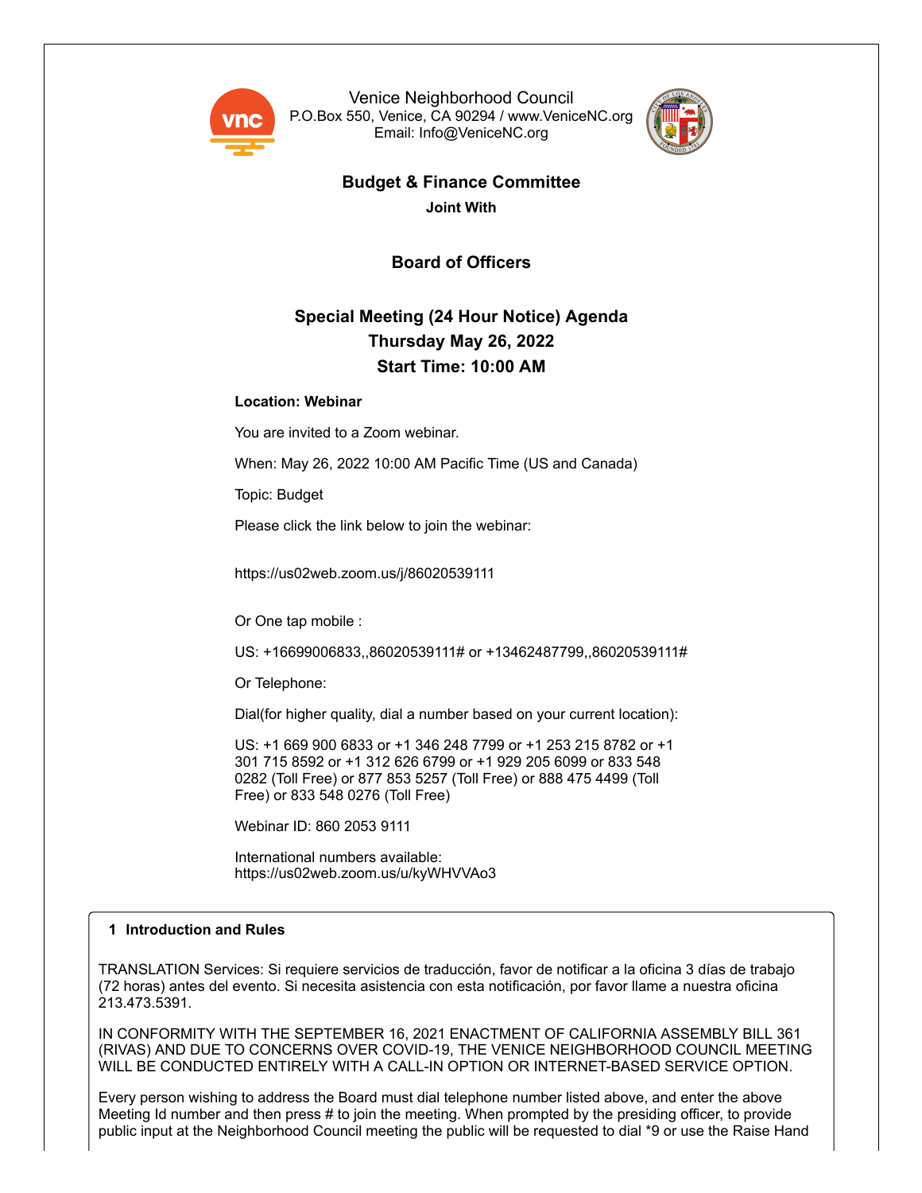Venice Neighborhood Council
P.O.Box 550, Venice, CA 90294 / www.VeniceNC.org
Email: Info@VeniceNC.org

## Budget & Finance Committee

**Joint With**

## Board of Officers

## Special Meeting (24 Hour Notice) Agenda
## Thursday May 26, 2022
## Start Time: 10:00 AM

**Location: Webinar**

You are invited to a Zoom webinar.

When: May 26, 2022 10:00 AM Pacific Time (US and Canada)

Topic: Budget

Please click the link below to join the webinar:

https://us02web.zoom.us/j/86020539111

Or One tap mobile :

US: +16699006833,,86020539111# or +13462487799,,86020539111#

Or Telephone:

Dial(for higher quality, dial a number based on your current location):

US: +1 669 900 6833 or +1 346 248 7799 or +1 253 215 8782 or +1 301 715 8592 or +1 312 626 6799 or +1 929 205 6099 or 833 548 0282 (Toll Free) or 877 853 5257 (Toll Free) or 888 475 4499 (Toll Free) or 833 548 0276 (Toll Free)

Webinar ID: 860 2053 9111

International numbers available:
https://us02web.zoom.us/u/kyWHVVAo3

### 1 Introduction and Rules

TRANSLATION Services: Si requiere servicios de traducción, favor de notificar a la oficina 3 días de trabajo (72 horas) antes del evento. Si necesita asistencia con esta notificación, por favor llame a nuestra oficina 213.473.5391.

IN CONFORMITY WITH THE SEPTEMBER 16, 2021 ENACTMENT OF CALIFORNIA ASSEMBLY BILL 361 (RIVAS) AND DUE TO CONCERNS OVER COVID-19, THE VENICE NEIGHBORHOOD COUNCIL MEETING WILL BE CONDUCTED ENTIRELY WITH A CALL-IN OPTION OR INTERNET-BASED SERVICE OPTION.

Every person wishing to address the Board must dial telephone number listed above, and enter the above Meeting Id number and then press # to join the meeting. When prompted by the presiding officer, to provide public input at the Neighborhood Council meeting the public will be requested to dial *9 or use the Raise Hand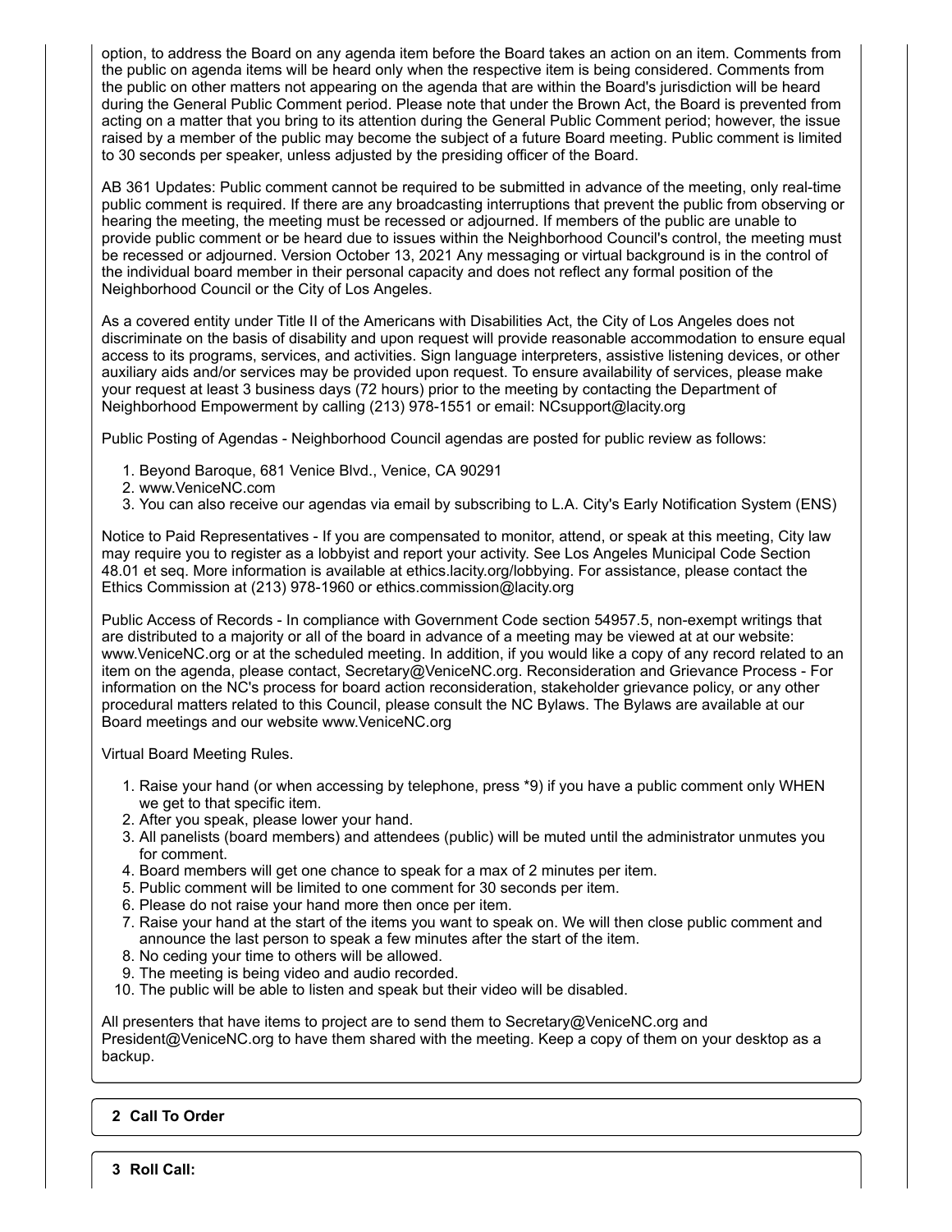option, to address the Board on any agenda item before the Board takes an action on an item. Comments from the public on agenda items will be heard only when the respective item is being considered. Comments from the public on other matters not appearing on the agenda that are within the Board's jurisdiction will be heard during the General Public Comment period. Please note that under the Brown Act, the Board is prevented from acting on a matter that you bring to its attention during the General Public Comment period; however, the issue raised by a member of the public may become the subject of a future Board meeting. Public comment is limited to 30 seconds per speaker, unless adjusted by the presiding officer of the Board.

AB 361 Updates: Public comment cannot be required to be submitted in advance of the meeting, only real-time public comment is required. If there are any broadcasting interruptions that prevent the public from observing or hearing the meeting, the meeting must be recessed or adjourned. If members of the public are unable to provide public comment or be heard due to issues within the Neighborhood Council's control, the meeting must be recessed or adjourned. Version October 13, 2021 Any messaging or virtual background is in the control of the individual board member in their personal capacity and does not reflect any formal position of the Neighborhood Council or the City of Los Angeles.

As a covered entity under Title II of the Americans with Disabilities Act, the City of Los Angeles does not discriminate on the basis of disability and upon request will provide reasonable accommodation to ensure equal access to its programs, services, and activities. Sign language interpreters, assistive listening devices, or other auxiliary aids and/or services may be provided upon request. To ensure availability of services, please make your request at least 3 business days (72 hours) prior to the meeting by contacting the Department of Neighborhood Empowerment by calling (213) 978-1551 or email: NCsupport@lacity.org

Public Posting of Agendas - Neighborhood Council agendas are posted for public review as follows:

1. Beyond Baroque, 681 Venice Blvd., Venice, CA 90291
2. www.VeniceNC.com
3. You can also receive our agendas via email by subscribing to L.A. City's Early Notification System (ENS)

Notice to Paid Representatives - If you are compensated to monitor, attend, or speak at this meeting, City law may require you to register as a lobbyist and report your activity. See Los Angeles Municipal Code Section 48.01 et seq. More information is available at ethics.lacity.org/lobbying. For assistance, please contact the Ethics Commission at (213) 978-1960 or ethics.commission@lacity.org

Public Access of Records - In compliance with Government Code section 54957.5, non-exempt writings that are distributed to a majority or all of the board in advance of a meeting may be viewed at at our website: www.VeniceNC.org or at the scheduled meeting. In addition, if you would like a copy of any record related to an item on the agenda, please contact, Secretary@VeniceNC.org. Reconsideration and Grievance Process - For information on the NC's process for board action reconsideration, stakeholder grievance policy, or any other procedural matters related to this Council, please consult the NC Bylaws. The Bylaws are available at our Board meetings and our website www.VeniceNC.org

Virtual Board Meeting Rules.

1. Raise your hand (or when accessing by telephone, press *9) if you have a public comment only WHEN we get to that specific item.
2. After you speak, please lower your hand.
3. All panelists (board members) and attendees (public) will be muted until the administrator unmutes you for comment.
4. Board members will get one chance to speak for a max of 2 minutes per item.
5. Public comment will be limited to one comment for 30 seconds per item.
6. Please do not raise your hand more then once per item.
7. Raise your hand at the start of the items you want to speak on. We will then close public comment and announce the last person to speak a few minutes after the start of the item.
8. No ceding your time to others will be allowed.
9. The meeting is being video and audio recorded.
10. The public will be able to listen and speak but their video will be disabled.

All presenters that have items to project are to send them to Secretary@VeniceNC.org and President@VeniceNC.org to have them shared with the meeting. Keep a copy of them on your desktop as a backup.

**2 Call To Order**

**3 Roll Call:**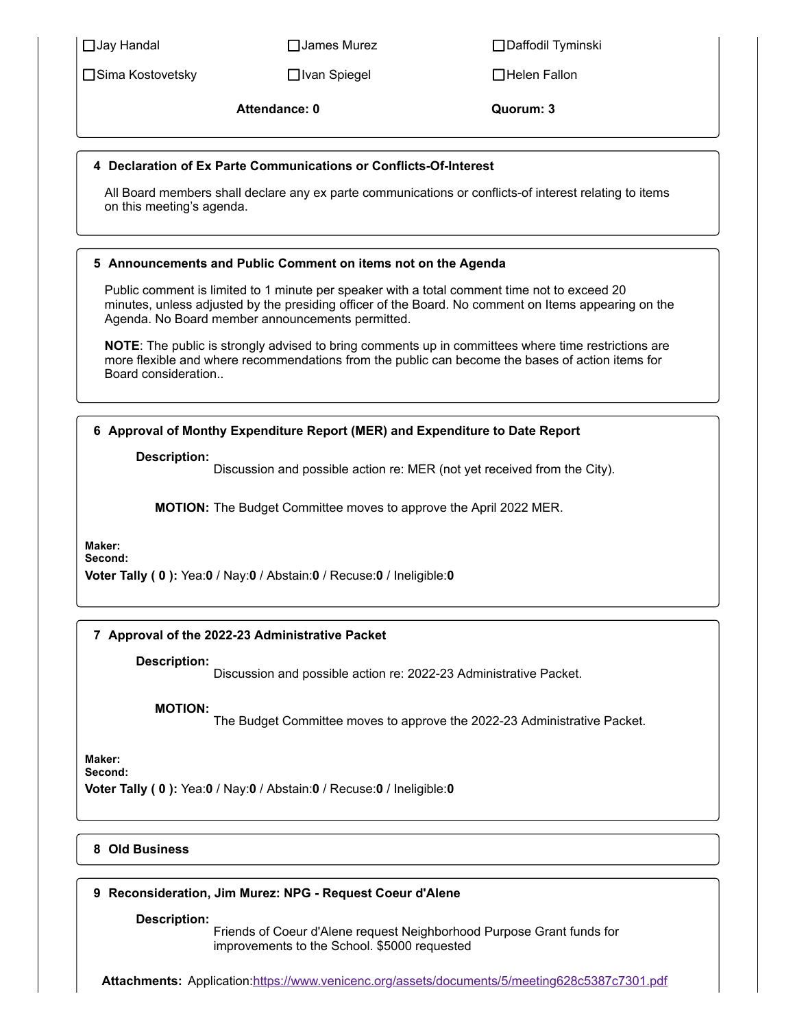| | | |
|---|---|---|
| ☐Jay Handal | ☐James Murez | ☐Daffodil Tyminski |
| ☐Sima Kostovetsky | ☐Ivan Spiegel | ☐Helen Fallon |
| | **Attendance: 0** | **Quorum: 3** |

### 4 Declaration of Ex Parte Communications or Conflicts-Of-Interest

All Board members shall declare any ex parte communications or conflicts-of interest relating to items on this meeting's agenda.

### 5 Announcements and Public Comment on items not on the Agenda

Public comment is limited to 1 minute per speaker with a total comment time not to exceed 20 minutes, unless adjusted by the presiding officer of the Board. No comment on Items appearing on the Agenda. No Board member announcements permitted.

**NOTE**: The public is strongly advised to bring comments up in committees where time restrictions are more flexible and where recommendations from the public can become the bases of action items for Board consideration..

### 6 Approval of Monthy Expenditure Report (MER) and Expenditure to Date Report

**Description:** Discussion and possible action re: MER (not yet received from the City).

**MOTION:** The Budget Committee moves to approve the April 2022 MER.

**Maker:**
**Second:**
**Voter Tally ( 0 ):** Yea:**0** / Nay:**0** / Abstain:**0** / Recuse:**0** / Ineligible:**0**

### 7 Approval of the 2022-23 Administrative Packet

**Description:** Discussion and possible action re: 2022-23 Administrative Packet.

**MOTION:** The Budget Committee moves to approve the 2022-23 Administrative Packet.

**Maker:**
**Second:**
**Voter Tally ( 0 ):** Yea:**0** / Nay:**0** / Abstain:**0** / Recuse:**0** / Ineligible:**0**

### 8 Old Business

### 9 Reconsideration, Jim Murez: NPG - Request Coeur d'Alene

**Description:** Friends of Coeur d'Alene request Neighborhood Purpose Grant funds for improvements to the School. $5000 requested

**Attachments:** Application:https://www.venicenc.org/assets/documents/5/meeting628c5387c7301.pdf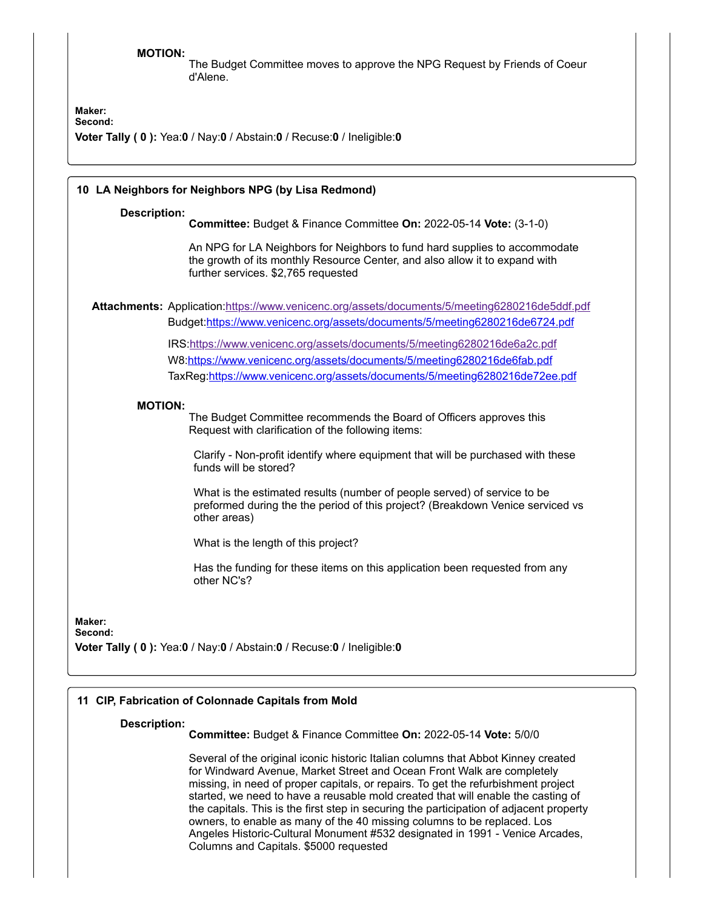**MOTION:**

The Budget Committee moves to approve the NPG Request by Friends of Coeur d'Alene.

**Maker:**
**Second:**
**Voter Tally ( 0 ):** Yea:**0** / Nay:**0** / Abstain:**0** / Recuse:**0** / Ineligible:**0**

---

### 10 LA Neighbors for Neighbors NPG (by Lisa Redmond)

**Description:**

**Committee:** Budget & Finance Committee **On:** 2022-05-14 **Vote:** (3-1-0)

An NPG for LA Neighbors for Neighbors to fund hard supplies to accommodate the growth of its monthly Resource Center, and also allow it to expand with further services. $2,765 requested

**Attachments:** Application:https://www.venicenc.org/assets/documents/5/meeting6280216de5ddf.pdf
Budget:https://www.venicenc.org/assets/documents/5/meeting6280216de6724.pdf

IRS:https://www.venicenc.org/assets/documents/5/meeting6280216de6a2c.pdf
W8:https://www.venicenc.org/assets/documents/5/meeting6280216de6fab.pdf
TaxReg:https://www.venicenc.org/assets/documents/5/meeting6280216de72ee.pdf

**MOTION:**

The Budget Committee recommends the Board of Officers approves this Request with clarification of the following items:

Clarify - Non-profit identify where equipment that will be purchased with these funds will be stored?

What is the estimated results (number of people served) of service to be preformed during the the period of this project? (Breakdown Venice serviced vs other areas)

What is the length of this project?

Has the funding for these items on this application been requested from any other NC's?

**Maker:**
**Second:**
**Voter Tally ( 0 ):** Yea:**0** / Nay:**0** / Abstain:**0** / Recuse:**0** / Ineligible:**0**

---

### 11 CIP, Fabrication of Colonnade Capitals from Mold

**Description:**

**Committee:** Budget & Finance Committee **On:** 2022-05-14 **Vote:** 5/0/0

Several of the original iconic historic Italian columns that Abbot Kinney created for Windward Avenue, Market Street and Ocean Front Walk are completely missing, in need of proper capitals, or repairs. To get the refurbishment project started, we need to have a reusable mold created that will enable the casting of the capitals. This is the first step in securing the participation of adjacent property owners, to enable as many of the 40 missing columns to be replaced. Los Angeles Historic-Cultural Monument #532 designated in 1991 - Venice Arcades, Columns and Capitals. $5000 requested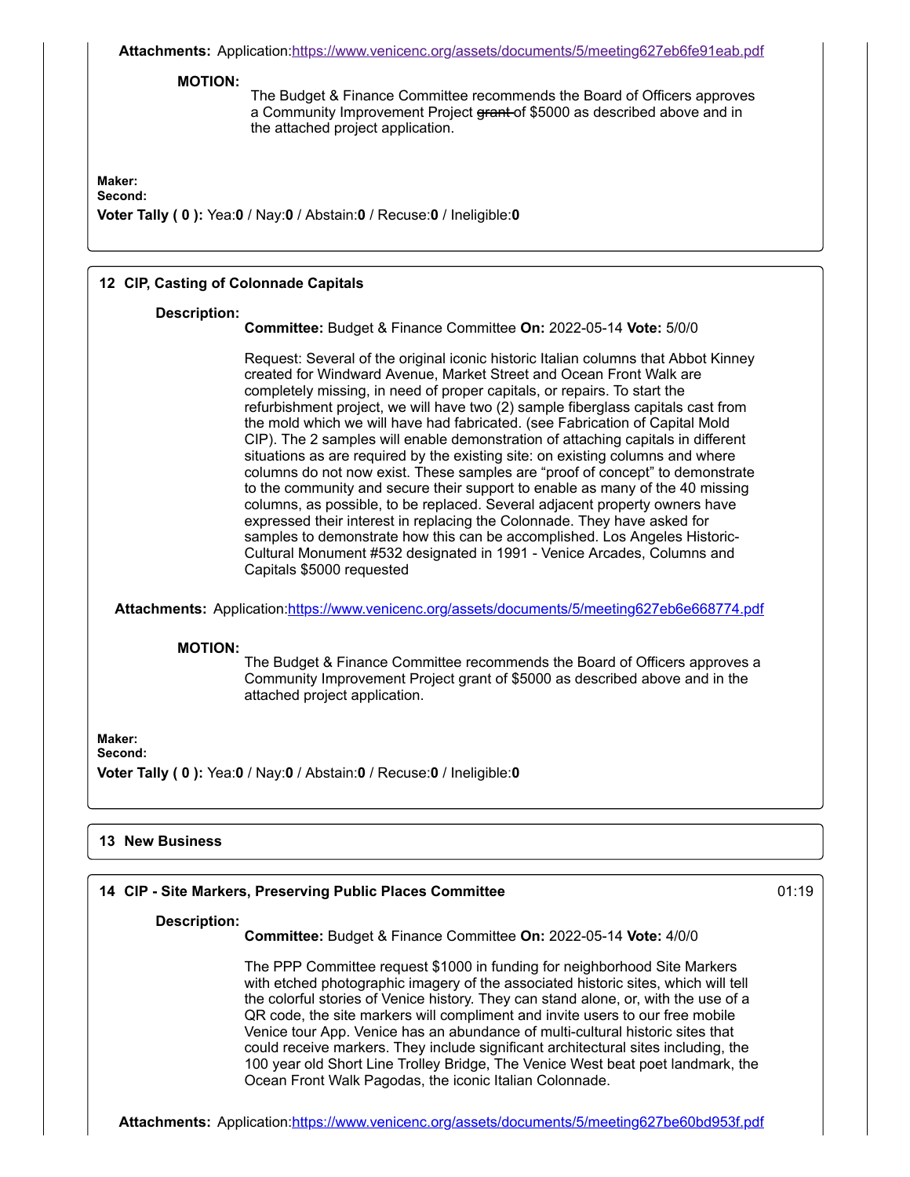**Attachments:** Application:https://www.venicenc.org/assets/documents/5/meeting627eb6fe91eab.pdf

**MOTION:**

The Budget & Finance Committee recommends the Board of Officers approves a Community Improvement Project ~~grant~~ of $5000 as described above and in the attached project application.

**Maker:**
**Second:**
**Voter Tally ( 0 ):** Yea:**0** / Nay:**0** / Abstain:**0** / Recuse:**0** / Ineligible:**0**

## 12 CIP, Casting of Colonnade Capitals

**Description:**

**Committee:** Budget & Finance Committee **On:** 2022-05-14 **Vote:** 5/0/0

Request: Several of the original iconic historic Italian columns that Abbot Kinney created for Windward Avenue, Market Street and Ocean Front Walk are completely missing, in need of proper capitals, or repairs. To start the refurbishment project, we will have two (2) sample fiberglass capitals cast from the mold which we will have had fabricated. (see Fabrication of Capital Mold CIP). The 2 samples will enable demonstration of attaching capitals in different situations as are required by the existing site: on existing columns and where columns do not now exist. These samples are "proof of concept" to demonstrate to the community and secure their support to enable as many of the 40 missing columns, as possible, to be replaced. Several adjacent property owners have expressed their interest in replacing the Colonnade. They have asked for samples to demonstrate how this can be accomplished. Los Angeles Historic-Cultural Monument #532 designated in 1991 - Venice Arcades, Columns and Capitals $5000 requested

**Attachments:** Application:https://www.venicenc.org/assets/documents/5/meeting627eb6e668774.pdf

**MOTION:**

The Budget & Finance Committee recommends the Board of Officers approves a Community Improvement Project grant of $5000 as described above and in the attached project application.

**Maker:**
**Second:**
**Voter Tally ( 0 ):** Yea:**0** / Nay:**0** / Abstain:**0** / Recuse:**0** / Ineligible:**0**

## 13 New Business

## 14 CIP - Site Markers, Preserving Public Places Committee

01:19

**Description:**

**Committee:** Budget & Finance Committee **On:** 2022-05-14 **Vote:** 4/0/0

The PPP Committee request $1000 in funding for neighborhood Site Markers with etched photographic imagery of the associated historic sites, which will tell the colorful stories of Venice history. They can stand alone, or, with the use of a QR code, the site markers will compliment and invite users to our free mobile Venice tour App. Venice has an abundance of multi-cultural historic sites that could receive markers. They include significant architectural sites including, the 100 year old Short Line Trolley Bridge, The Venice West beat poet landmark, the Ocean Front Walk Pagodas, the iconic Italian Colonnade.

**Attachments:** Application:https://www.venicenc.org/assets/documents/5/meeting627be60bd953f.pdf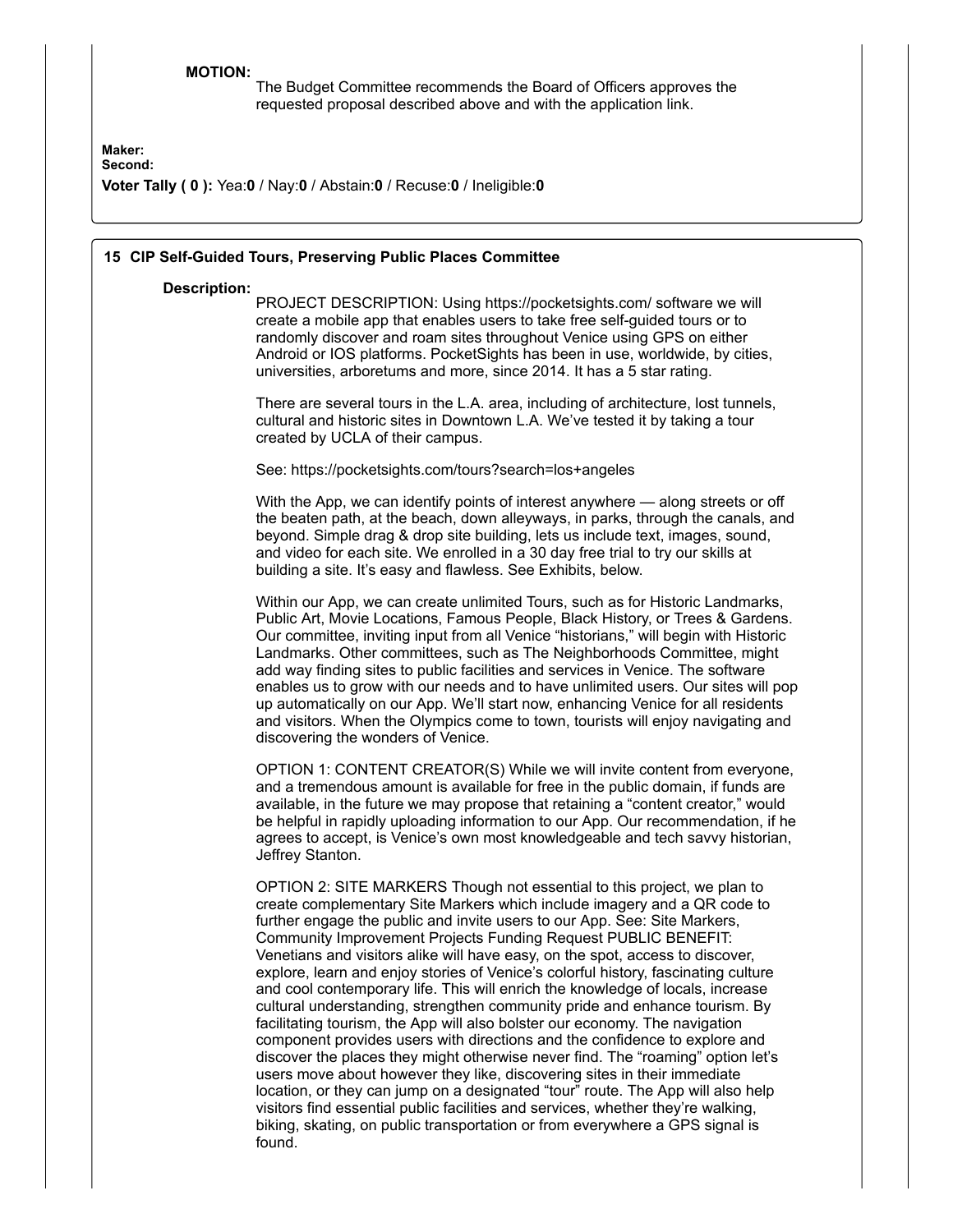**MOTION:**

The Budget Committee recommends the Board of Officers approves the requested proposal described above and with the application link.

**Maker:**
**Second:**

**Voter Tally ( 0 ):** Yea:**0** / Nay:**0** / Abstain:**0** / Recuse:**0** / Ineligible:**0**

## 15 CIP Self-Guided Tours, Preserving Public Places Committee

**Description:**

PROJECT DESCRIPTION: Using https://pocketsights.com/ software we will create a mobile app that enables users to take free self-guided tours or to randomly discover and roam sites throughout Venice using GPS on either Android or IOS platforms. PocketSights has been in use, worldwide, by cities, universities, arboretums and more, since 2014. It has a 5 star rating.

There are several tours in the L.A. area, including of architecture, lost tunnels, cultural and historic sites in Downtown L.A. We've tested it by taking a tour created by UCLA of their campus.

See: https://pocketsights.com/tours?search=los+angeles

With the App, we can identify points of interest anywhere — along streets or off the beaten path, at the beach, down alleyways, in parks, through the canals, and beyond. Simple drag & drop site building, lets us include text, images, sound, and video for each site. We enrolled in a 30 day free trial to try our skills at building a site. It's easy and flawless. See Exhibits, below.

Within our App, we can create unlimited Tours, such as for Historic Landmarks, Public Art, Movie Locations, Famous People, Black History, or Trees & Gardens. Our committee, inviting input from all Venice "historians," will begin with Historic Landmarks. Other committees, such as The Neighborhoods Committee, might add way finding sites to public facilities and services in Venice. The software enables us to grow with our needs and to have unlimited users. Our sites will pop up automatically on our App. We'll start now, enhancing Venice for all residents and visitors. When the Olympics come to town, tourists will enjoy navigating and discovering the wonders of Venice.

OPTION 1: CONTENT CREATOR(S) While we will invite content from everyone, and a tremendous amount is available for free in the public domain, if funds are available, in the future we may propose that retaining a "content creator," would be helpful in rapidly uploading information to our App. Our recommendation, if he agrees to accept, is Venice's own most knowledgeable and tech savvy historian, Jeffrey Stanton.

OPTION 2: SITE MARKERS Though not essential to this project, we plan to create complementary Site Markers which include imagery and a QR code to further engage the public and invite users to our App. See: Site Markers, Community Improvement Projects Funding Request PUBLIC BENEFIT: Venetians and visitors alike will have easy, on the spot, access to discover, explore, learn and enjoy stories of Venice's colorful history, fascinating culture and cool contemporary life. This will enrich the knowledge of locals, increase cultural understanding, strengthen community pride and enhance tourism. By facilitating tourism, the App will also bolster our economy. The navigation component provides users with directions and the confidence to explore and discover the places they might otherwise never find. The "roaming" option let's users move about however they like, discovering sites in their immediate location, or they can jump on a designated "tour" route. The App will also help visitors find essential public facilities and services, whether they're walking, biking, skating, on public transportation or from everywhere a GPS signal is found.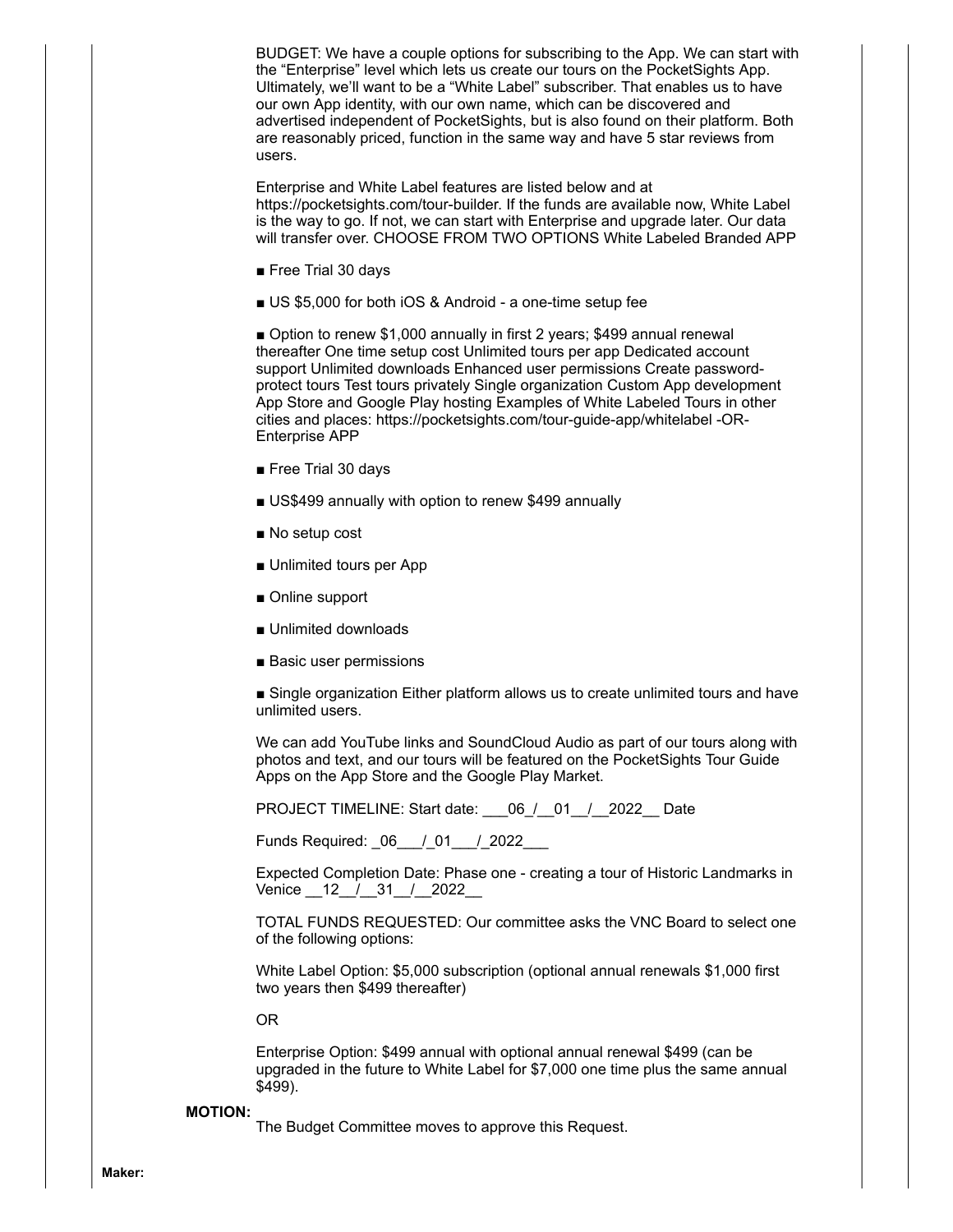BUDGET: We have a couple options for subscribing to the App. We can start with the "Enterprise" level which lets us create our tours on the PocketSights App. Ultimately, we'll want to be a "White Label" subscriber. That enables us to have our own App identity, with our own name, which can be discovered and advertised independent of PocketSights, but is also found on their platform. Both are reasonably priced, function in the same way and have 5 star reviews from users.

Enterprise and White Label features are listed below and at https://pocketsights.com/tour-builder. If the funds are available now, White Label is the way to go. If not, we can start with Enterprise and upgrade later. Our data will transfer over. CHOOSE FROM TWO OPTIONS White Labeled Branded APP

- Free Trial 30 days
- US $5,000 for both iOS & Android - a one-time setup fee
- Option to renew $1,000 annually in first 2 years; $499 annual renewal thereafter One time setup cost Unlimited tours per app Dedicated account support Unlimited downloads Enhanced user permissions Create password-protect tours Test tours privately Single organization Custom App development App Store and Google Play hosting Examples of White Labeled Tours in other cities and places: https://pocketsights.com/tour-guide-app/whitelabel -OR- Enterprise APP
- Free Trial 30 days
- US$499 annually with option to renew $499 annually
- No setup cost
- Unlimited tours per App
- Online support
- Unlimited downloads
- Basic user permissions
- Single organization Either platform allows us to create unlimited tours and have unlimited users.

We can add YouTube links and SoundCloud Audio as part of our tours along with photos and text, and our tours will be featured on the PocketSights Tour Guide Apps on the App Store and the Google Play Market.

PROJECT TIMELINE: Start date: ___06_/__01__/__2022__ Date

Funds Required: _06___/_01___/_2022___

Expected Completion Date: Phase one - creating a tour of Historic Landmarks in Venice __12__/__31__/__2022__

TOTAL FUNDS REQUESTED: Our committee asks the VNC Board to select one of the following options:

White Label Option: $5,000 subscription (optional annual renewals $1,000 first two years then $499 thereafter)

OR

Enterprise Option: $499 annual with optional annual renewal $499 (can be upgraded in the future to White Label for $7,000 one time plus the same annual $499).

**MOTION:**

The Budget Committee moves to approve this Request.

**Maker:**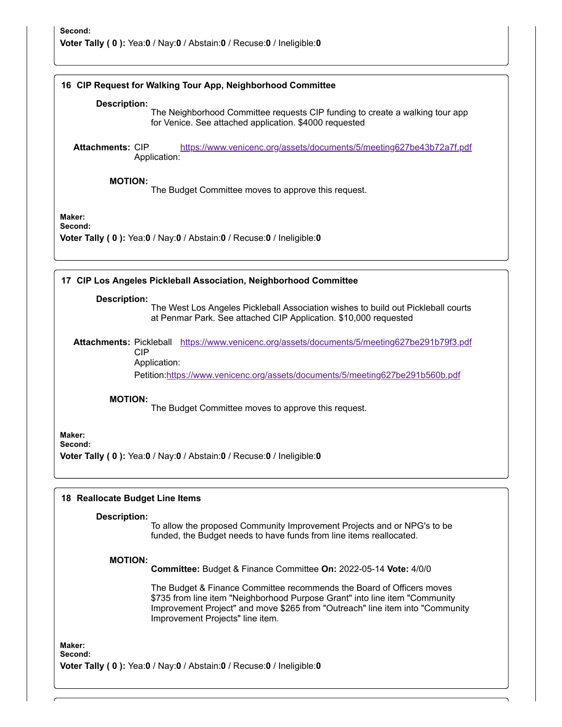**Second:**
**Voter Tally ( 0 ):** Yea:**0** / Nay:**0** / Abstain:**0** / Recuse:**0** / Ineligible:**0**

### 16 CIP Request for Walking Tour App, Neighborhood Committee

**Description:**
The Neighborhood Committee requests CIP funding to create a walking tour app for Venice. See attached application. $4000 requested

**Attachments:** CIP Application: https://www.venicenc.org/assets/documents/5/meeting627be43b72a7f.pdf

**MOTION:**
The Budget Committee moves to approve this request.

**Maker:**
**Second:**
**Voter Tally ( 0 ):** Yea:**0** / Nay:**0** / Abstain:**0** / Recuse:**0** / Ineligible:**0**

### 17 CIP Los Angeles Pickleball Association, Neighborhood Committee

**Description:**
The West Los Angeles Pickleball Association wishes to build out Pickleball courts at Penmar Park. See attached CIP Application. $10,000 requested

**Attachments:** Pickleball CIP Application: https://www.venicenc.org/assets/documents/5/meeting627be291b79f3.pdf
Petition: https://www.venicenc.org/assets/documents/5/meeting627be291b560b.pdf

**MOTION:**
The Budget Committee moves to approve this request.

**Maker:**
**Second:**
**Voter Tally ( 0 ):** Yea:**0** / Nay:**0** / Abstain:**0** / Recuse:**0** / Ineligible:**0**

### 18 Reallocate Budget Line Items

**Description:**
To allow the proposed Community Improvement Projects and or NPG's to be funded, the Budget needs to have funds from line items reallocated.

**MOTION:**
**Committee:** Budget & Finance Committee **On:** 2022-05-14 **Vote:** 4/0/0

The Budget & Finance Committee recommends the Board of Officers moves $735 from line item "Neighborhood Purpose Grant" into line item "Community Improvement Project" and move $265 from "Outreach" line item into "Community Improvement Projects" line item.

**Maker:**
**Second:**
**Voter Tally ( 0 ):** Yea:**0** / Nay:**0** / Abstain:**0** / Recuse:**0** / Ineligible:**0**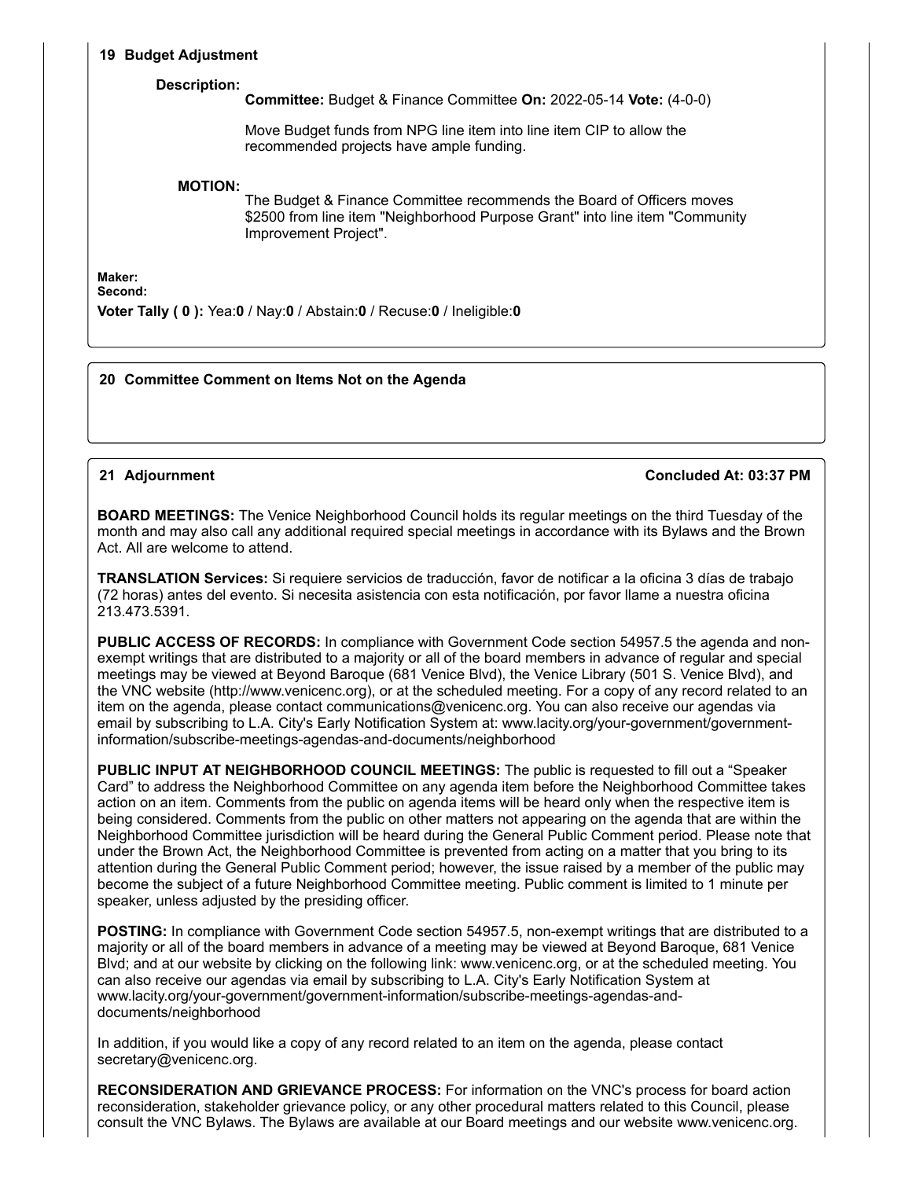**19 Budget Adjustment**

**Description:**

**Committee:** Budget & Finance Committee **On:** 2022-05-14 **Vote:** (4-0-0)

Move Budget funds from NPG line item into line item CIP to allow the recommended projects have ample funding.

**MOTION:**

The Budget & Finance Committee recommends the Board of Officers moves $2500 from line item "Neighborhood Purpose Grant" into line item "Community Improvement Project".

**Maker:**
**Second:**

**Voter Tally ( 0 ):** Yea:**0** / Nay:**0** / Abstain:**0** / Recuse:**0** / Ineligible:**0**

**20 Committee Comment on Items Not on the Agenda**

**21 Adjournment** **Concluded At: 03:37 PM**

**BOARD MEETINGS:** The Venice Neighborhood Council holds its regular meetings on the third Tuesday of the month and may also call any additional required special meetings in accordance with its Bylaws and the Brown Act. All are welcome to attend.

**TRANSLATION Services:** Si requiere servicios de traducción, favor de notificar a la oficina 3 días de trabajo (72 horas) antes del evento. Si necesita asistencia con esta notificación, por favor llame a nuestra oficina 213.473.5391.

**PUBLIC ACCESS OF RECORDS:** In compliance with Government Code section 54957.5 the agenda and non-exempt writings that are distributed to a majority or all of the board members in advance of regular and special meetings may be viewed at Beyond Baroque (681 Venice Blvd), the Venice Library (501 S. Venice Blvd), and the VNC website (http://www.venicenc.org), or at the scheduled meeting. For a copy of any record related to an item on the agenda, please contact communications@venicenc.org. You can also receive our agendas via email by subscribing to L.A. City's Early Notification System at: www.lacity.org/your-government/government-information/subscribe-meetings-agendas-and-documents/neighborhood

**PUBLIC INPUT AT NEIGHBORHOOD COUNCIL MEETINGS:** The public is requested to fill out a "Speaker Card" to address the Neighborhood Committee on any agenda item before the Neighborhood Committee takes action on an item. Comments from the public on agenda items will be heard only when the respective item is being considered. Comments from the public on other matters not appearing on the agenda that are within the Neighborhood Committee jurisdiction will be heard during the General Public Comment period. Please note that under the Brown Act, the Neighborhood Committee is prevented from acting on a matter that you bring to its attention during the General Public Comment period; however, the issue raised by a member of the public may become the subject of a future Neighborhood Committee meeting. Public comment is limited to 1 minute per speaker, unless adjusted by the presiding officer.

**POSTING:** In compliance with Government Code section 54957.5, non-exempt writings that are distributed to a majority or all of the board members in advance of a meeting may be viewed at Beyond Baroque, 681 Venice Blvd; and at our website by clicking on the following link: www.venicenc.org, or at the scheduled meeting. You can also receive our agendas via email by subscribing to L.A. City's Early Notification System at www.lacity.org/your-government/government-information/subscribe-meetings-agendas-and-documents/neighborhood

In addition, if you would like a copy of any record related to an item on the agenda, please contact secretary@venicenc.org.

**RECONSIDERATION AND GRIEVANCE PROCESS:** For information on the VNC's process for board action reconsideration, stakeholder grievance policy, or any other procedural matters related to this Council, please consult the VNC Bylaws. The Bylaws are available at our Board meetings and our website www.venicenc.org.